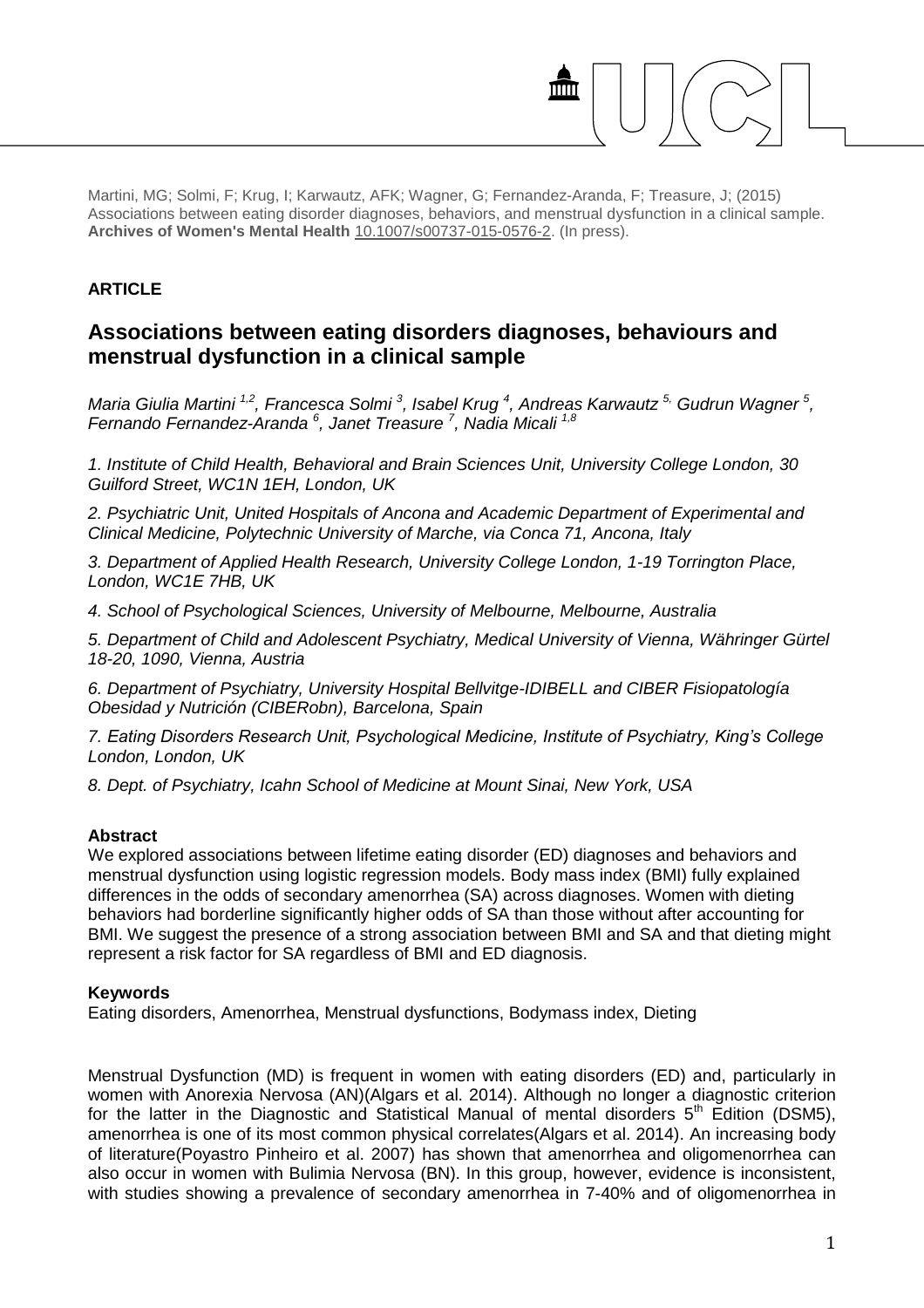Martini, MG; Solmi, F; Krug, I; Karwautz, AFK; Wagner, G; Fernandez-Aranda, F; Treasure, J; (2015) Associations between eating disorder diagnoses, behaviors, and menstrual dysfunction in a clinical sample. **Archives of Women's Mental Health** 10.1007/s00737-015-0576-2. (In press).

**ARTICLE**

## Associations between eating disorders diagnoses, behaviours and menstrual dysfunction in a clinical sample

*Maria Giulia Martini [1,2], Francesca Solmi [3], Isabel Krug [4], Andreas Karwautz [5], Gudrun Wagner [5], Fernando Fernandez-Aranda [6], Janet Treasure [7], Nadia Micali [1,8]*

*1. Institute of Child Health, Behavioral and Brain Sciences Unit, University College London, 30 Guilford Street, WC1N 1EH, London, UK*

*2. Psychiatric Unit, United Hospitals of Ancona and Academic Department of Experimental and Clinical Medicine, Polytechnic University of Marche, via Conca 71, Ancona, Italy*

*3. Department of Applied Health Research, University College London, 1-19 Torrington Place, London, WC1E 7HB, UK*

*4. School of Psychological Sciences, University of Melbourne, Melbourne, Australia*

*5. Department of Child and Adolescent Psychiatry, Medical University of Vienna, Währinger Gürtel 18-20, 1090, Vienna, Austria*

*6. Department of Psychiatry, University Hospital Bellvitge-IDIBELL and CIBER Fisiopatología Obesidad y Nutrición (CIBERobn), Barcelona, Spain*

*7. Eating Disorders Research Unit, Psychological Medicine, Institute of Psychiatry, King's College London, London, UK*

*8. Dept. of Psychiatry, Icahn School of Medicine at Mount Sinai, New York, USA*

**Abstract**

We explored associations between lifetime eating disorder (ED) diagnoses and behaviors and menstrual dysfunction using logistic regression models. Body mass index (BMI) fully explained differences in the odds of secondary amenorrhea (SA) across diagnoses. Women with dieting behaviors had borderline significantly higher odds of SA than those without after accounting for BMI. We suggest the presence of a strong association between BMI and SA and that dieting might represent a risk factor for SA regardless of BMI and ED diagnosis.

**Keywords**

Eating disorders, Amenorrhea, Menstrual dysfunctions, Bodymass index, Dieting

Menstrual Dysfunction (MD) is frequent in women with eating disorders (ED) and, particularly in women with Anorexia Nervosa (AN)(Algars et al. 2014). Although no longer a diagnostic criterion for the latter in the Diagnostic and Statistical Manual of mental disorders 5th Edition (DSM5), amenorrhea is one of its most common physical correlates(Algars et al. 2014). An increasing body of literature(Poyastro Pinheiro et al. 2007) has shown that amenorrhea and oligomenorrhea can also occur in women with Bulimia Nervosa (BN). In this group, however, evidence is inconsistent, with studies showing a prevalence of secondary amenorrhea in 7-40% and of oligomenorrhea in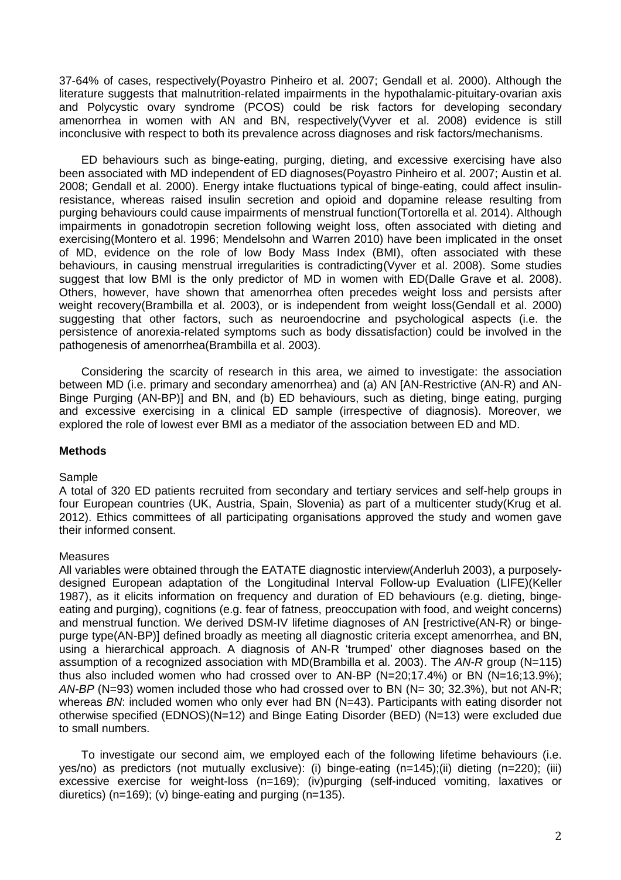37-64% of cases, respectively(Poyastro Pinheiro et al. 2007; Gendall et al. 2000). Although the literature suggests that malnutrition-related impairments in the hypothalamic-pituitary-ovarian axis and Polycystic ovary syndrome (PCOS) could be risk factors for developing secondary amenorrhea in women with AN and BN, respectively(Vyver et al. 2008) evidence is still inconclusive with respect to both its prevalence across diagnoses and risk factors/mechanisms.

ED behaviours such as binge-eating, purging, dieting, and excessive exercising have also been associated with MD independent of ED diagnoses(Poyastro Pinheiro et al. 2007; Austin et al. 2008; Gendall et al. 2000). Energy intake fluctuations typical of binge-eating, could affect insulin-resistance, whereas raised insulin secretion and opioid and dopamine release resulting from purging behaviours could cause impairments of menstrual function(Tortorella et al. 2014). Although impairments in gonadotropin secretion following weight loss, often associated with dieting and exercising(Montero et al. 1996; Mendelsohn and Warren 2010) have been implicated in the onset of MD, evidence on the role of low Body Mass Index (BMI), often associated with these behaviours, in causing menstrual irregularities is contradicting(Vyver et al. 2008). Some studies suggest that low BMI is the only predictor of MD in women with ED(Dalle Grave et al. 2008). Others, however, have shown that amenorrhea often precedes weight loss and persists after weight recovery(Brambilla et al. 2003), or is independent from weight loss(Gendall et al. 2000) suggesting that other factors, such as neuroendocrine and psychological aspects (i.e. the persistence of anorexia-related symptoms such as body dissatisfaction) could be involved in the pathogenesis of amenorrhea(Brambilla et al. 2003).

Considering the scarcity of research in this area, we aimed to investigate: the association between MD (i.e. primary and secondary amenorrhea) and (a) AN [AN-Restrictive (AN-R) and AN-Binge Purging (AN-BP)] and BN, and (b) ED behaviours, such as dieting, binge eating, purging and excessive exercising in a clinical ED sample (irrespective of diagnosis). Moreover, we explored the role of lowest ever BMI as a mediator of the association between ED and MD.

## Methods

### Sample

A total of 320 ED patients recruited from secondary and tertiary services and self-help groups in four European countries (UK, Austria, Spain, Slovenia) as part of a multicenter study(Krug et al. 2012). Ethics committees of all participating organisations approved the study and women gave their informed consent.

### Measures

All variables were obtained through the EATATE diagnostic interview(Anderluh 2003), a purposely-designed European adaptation of the Longitudinal Interval Follow-up Evaluation (LIFE)(Keller 1987), as it elicits information on frequency and duration of ED behaviours (e.g. dieting, binge-eating and purging), cognitions (e.g. fear of fatness, preoccupation with food, and weight concerns) and menstrual function. We derived DSM-IV lifetime diagnoses of AN [restrictive(AN-R) or binge-purge type(AN-BP)] defined broadly as meeting all diagnostic criteria except amenorrhea, and BN, using a hierarchical approach. A diagnosis of AN-R 'trumped' other diagnoses based on the assumption of a recognized association with MD(Brambilla et al. 2003). The *AN-R* group (N=115) thus also included women who had crossed over to AN-BP (N=20;17.4%) or BN (N=16;13.9%); *AN-BP* (N=93) women included those who had crossed over to BN (N= 30; 32.3%), but not AN-R; whereas *BN*: included women who only ever had BN (N=43). Participants with eating disorder not otherwise specified (EDNOS)(N=12) and Binge Eating Disorder (BED) (N=13) were excluded due to small numbers.

To investigate our second aim, we employed each of the following lifetime behaviours (i.e. yes/no) as predictors (not mutually exclusive): (i) binge-eating (n=145);(ii) dieting (n=220); (iii) excessive exercise for weight-loss (n=169); (iv)purging (self-induced vomiting, laxatives or diuretics) (n=169); (v) binge-eating and purging (n=135).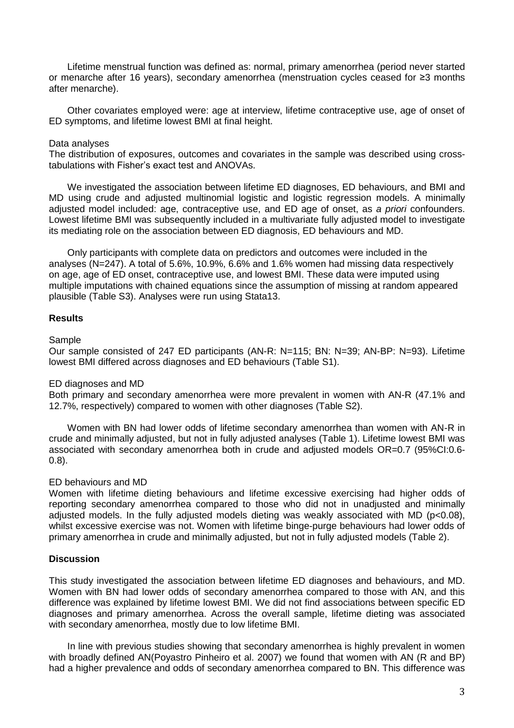Lifetime menstrual function was defined as: normal, primary amenorrhea (period never started or menarche after 16 years), secondary amenorrhea (menstruation cycles ceased for ≥3 months after menarche).

Other covariates employed were: age at interview, lifetime contraceptive use, age of onset of ED symptoms, and lifetime lowest BMI at final height.

Data analyses

The distribution of exposures, outcomes and covariates in the sample was described using cross-tabulations with Fisher's exact test and ANOVAs.

We investigated the association between lifetime ED diagnoses, ED behaviours, and BMI and MD using crude and adjusted multinomial logistic and logistic regression models. A minimally adjusted model included: age, contraceptive use, and ED age of onset, as *a priori* confounders. Lowest lifetime BMI was subsequently included in a multivariate fully adjusted model to investigate its mediating role on the association between ED diagnosis, ED behaviours and MD.

Only participants with complete data on predictors and outcomes were included in the analyses (N=247). A total of 5.6%, 10.9%, 6.6% and 1.6% women had missing data respectively on age, age of ED onset, contraceptive use, and lowest BMI. These data were imputed using multiple imputations with chained equations since the assumption of missing at random appeared plausible (Table S3). Analyses were run using Stata13.

## Results

Sample

Our sample consisted of 247 ED participants (AN-R: N=115; BN: N=39; AN-BP: N=93). Lifetime lowest BMI differed across diagnoses and ED behaviours (Table S1).

ED diagnoses and MD

Both primary and secondary amenorrhea were more prevalent in women with AN-R (47.1% and 12.7%, respectively) compared to women with other diagnoses (Table S2).

Women with BN had lower odds of lifetime secondary amenorrhea than women with AN-R in crude and minimally adjusted, but not in fully adjusted analyses (Table 1). Lifetime lowest BMI was associated with secondary amenorrhea both in crude and adjusted models OR=0.7 (95%CI:0.6-0.8).

ED behaviours and MD

Women with lifetime dieting behaviours and lifetime excessive exercising had higher odds of reporting secondary amenorrhea compared to those who did not in unadjusted and minimally adjusted models. In the fully adjusted models dieting was weakly associated with MD ($p<0.08$), whilst excessive exercise was not. Women with lifetime binge-purge behaviours had lower odds of primary amenorrhea in crude and minimally adjusted, but not in fully adjusted models (Table 2).

## Discussion

This study investigated the association between lifetime ED diagnoses and behaviours, and MD. Women with BN had lower odds of secondary amenorrhea compared to those with AN, and this difference was explained by lifetime lowest BMI. We did not find associations between specific ED diagnoses and primary amenorrhea. Across the overall sample, lifetime dieting was associated with secondary amenorrhea, mostly due to low lifetime BMI.

In line with previous studies showing that secondary amenorrhea is highly prevalent in women with broadly defined AN(Poyastro Pinheiro et al. 2007) we found that women with AN (R and BP) had a higher prevalence and odds of secondary amenorrhea compared to BN. This difference was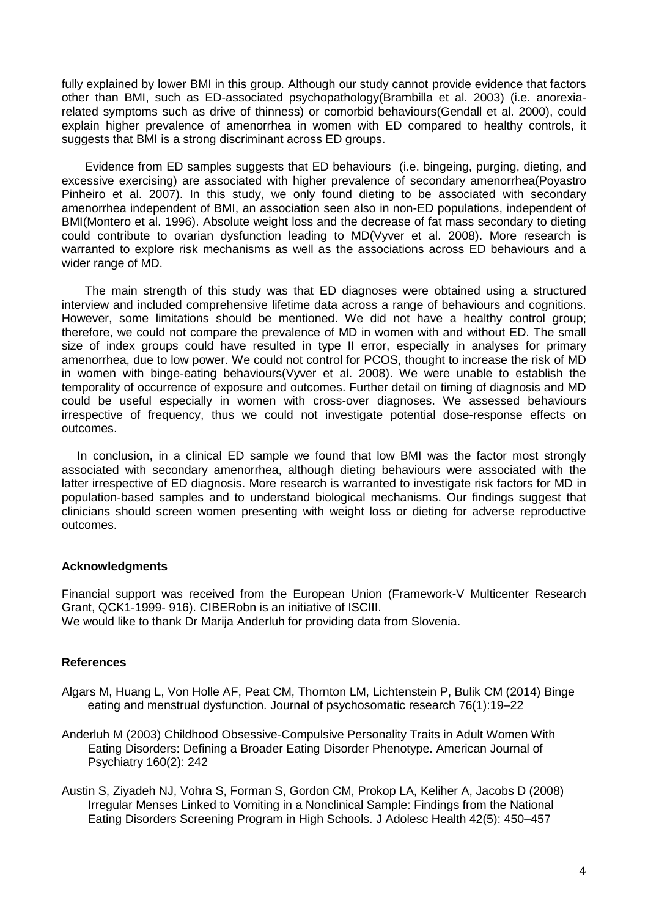fully explained by lower BMI in this group. Although our study cannot provide evidence that factors other than BMI, such as ED-associated psychopathology(Brambilla et al. 2003) (i.e. anorexia-related symptoms such as drive of thinness) or comorbid behaviours(Gendall et al. 2000), could explain higher prevalence of amenorrhea in women with ED compared to healthy controls, it suggests that BMI is a strong discriminant across ED groups.

Evidence from ED samples suggests that ED behaviours (i.e. bingeing, purging, dieting, and excessive exercising) are associated with higher prevalence of secondary amenorrhea(Poyastro Pinheiro et al. 2007). In this study, we only found dieting to be associated with secondary amenorrhea independent of BMI, an association seen also in non-ED populations, independent of BMI(Montero et al. 1996). Absolute weight loss and the decrease of fat mass secondary to dieting could contribute to ovarian dysfunction leading to MD(Vyver et al. 2008). More research is warranted to explore risk mechanisms as well as the associations across ED behaviours and a wider range of MD.

The main strength of this study was that ED diagnoses were obtained using a structured interview and included comprehensive lifetime data across a range of behaviours and cognitions. However, some limitations should be mentioned. We did not have a healthy control group; therefore, we could not compare the prevalence of MD in women with and without ED. The small size of index groups could have resulted in type II error, especially in analyses for primary amenorrhea, due to low power. We could not control for PCOS, thought to increase the risk of MD in women with binge-eating behaviours(Vyver et al. 2008). We were unable to establish the temporality of occurrence of exposure and outcomes. Further detail on timing of diagnosis and MD could be useful especially in women with cross-over diagnoses. We assessed behaviours irrespective of frequency, thus we could not investigate potential dose-response effects on outcomes.

In conclusion, in a clinical ED sample we found that low BMI was the factor most strongly associated with secondary amenorrhea, although dieting behaviours were associated with the latter irrespective of ED diagnosis. More research is warranted to investigate risk factors for MD in population-based samples and to understand biological mechanisms. Our findings suggest that clinicians should screen women presenting with weight loss or dieting for adverse reproductive outcomes.

**Acknowledgments**

Financial support was received from the European Union (Framework-V Multicenter Research Grant, QCK1-1999- 916). CIBERobn is an initiative of ISCIII.
We would like to thank Dr Marija Anderluh for providing data from Slovenia.

**References**

Algars M, Huang L, Von Holle AF, Peat CM, Thornton LM, Lichtenstein P, Bulik CM (2014) Binge eating and menstrual dysfunction. Journal of psychosomatic research 76(1):19–22

Anderluh M (2003) Childhood Obsessive-Compulsive Personality Traits in Adult Women With Eating Disorders: Defining a Broader Eating Disorder Phenotype. American Journal of Psychiatry 160(2): 242

Austin S, Ziyadeh NJ, Vohra S, Forman S, Gordon CM, Prokop LA, Keliher A, Jacobs D (2008) Irregular Menses Linked to Vomiting in a Nonclinical Sample: Findings from the National Eating Disorders Screening Program in High Schools. J Adolesc Health 42(5): 450–457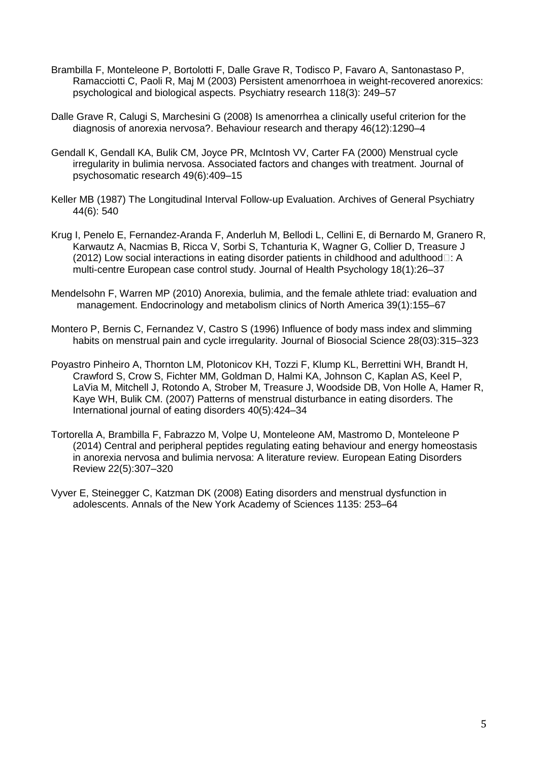Brambilla F, Monteleone P, Bortolotti F, Dalle Grave R, Todisco P, Favaro A, Santonastaso P, Ramacciotti C, Paoli R, Maj M (2003) Persistent amenorrhoea in weight-recovered anorexics: psychological and biological aspects. Psychiatry research 118(3): 249–57

Dalle Grave R, Calugi S, Marchesini G (2008) Is amenorrhea a clinically useful criterion for the diagnosis of anorexia nervosa?. Behaviour research and therapy 46(12):1290–4

Gendall K, Gendall KA, Bulik CM, Joyce PR, McIntosh VV, Carter FA (2000) Menstrual cycle irregularity in bulimia nervosa. Associated factors and changes with treatment. Journal of psychosomatic research 49(6):409–15

Keller MB (1987) The Longitudinal Interval Follow-up Evaluation. Archives of General Psychiatry 44(6): 540

Krug I, Penelo E, Fernandez-Aranda F, Anderluh M, Bellodi L, Cellini E, di Bernardo M, Granero R, Karwautz A, Nacmias B, Ricca V, Sorbi S, Tchanturia K, Wagner G, Collier D, Treasure J (2012) Low social interactions in eating disorder patients in childhood and adulthood : A multi-centre European case control study. Journal of Health Psychology 18(1):26–37

Mendelsohn F, Warren MP (2010) Anorexia, bulimia, and the female athlete triad: evaluation and management. Endocrinology and metabolism clinics of North America 39(1):155–67

Montero P, Bernis C, Fernandez V, Castro S (1996) Influence of body mass index and slimming habits on menstrual pain and cycle irregularity. Journal of Biosocial Science 28(03):315–323

Poyastro Pinheiro A, Thornton LM, Plotonicov KH, Tozzi F, Klump KL, Berrettini WH, Brandt H, Crawford S, Crow S, Fichter MM, Goldman D, Halmi KA, Johnson C, Kaplan AS, Keel P, LaVia M, Mitchell J, Rotondo A, Strober M, Treasure J, Woodside DB, Von Holle A, Hamer R, Kaye WH, Bulik CM. (2007) Patterns of menstrual disturbance in eating disorders. The International journal of eating disorders 40(5):424–34

Tortorella A, Brambilla F, Fabrazzo M, Volpe U, Monteleone AM, Mastromo D, Monteleone P (2014) Central and peripheral peptides regulating eating behaviour and energy homeostasis in anorexia nervosa and bulimia nervosa: A literature review. European Eating Disorders Review 22(5):307–320

Vyver E, Steinegger C, Katzman DK (2008) Eating disorders and menstrual dysfunction in adolescents. Annals of the New York Academy of Sciences 1135: 253–64